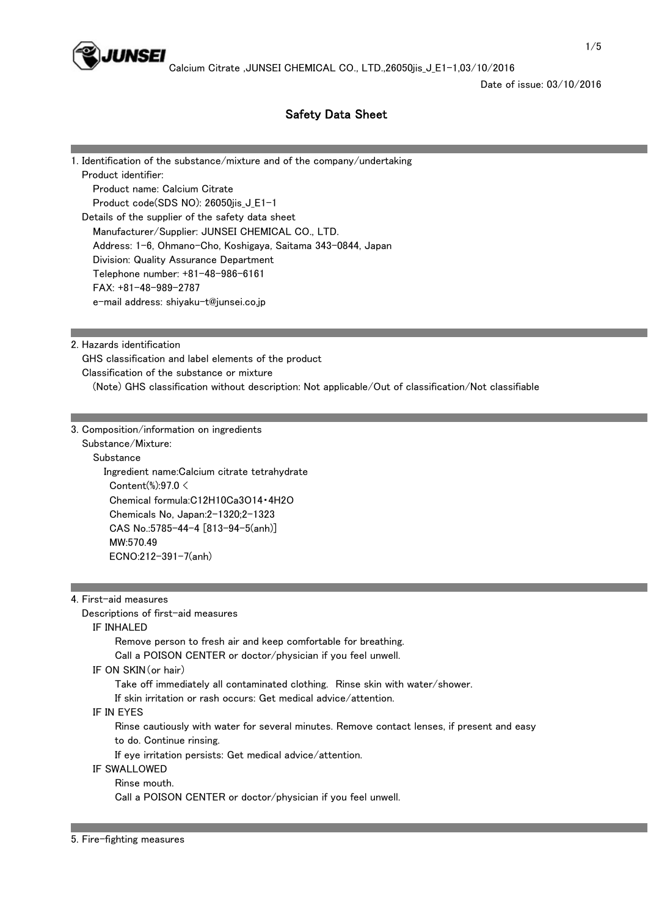Date of issue: 03/10/2016

# Safety Data Sheet

## 1. Identification of the substance/mixture and of the company/undertaking

Product identifier:

Product name: Calcium Citrate

Product code(SDS NO): 26050jis_J_E1-1

Details of the supplier of the safety data sheet

Manufacturer/Supplier: JUNSEI CHEMICAL CO., LTD.

Address: 1-6, Ohmano-Cho, Koshigaya, Saitama 343-0844, Japan

Division: Quality Assurance Department

Telephone number: +81-48-986-6161

FAX: +81-48-989-2787

e-mail address: shiyaku-t@junsei.co.jp

## 2. Hazards identification

GHS classification and label elements of the product

Classification of the substance or mixture

(Note) GHS classification without description: Not applicable/Out of classification/Not classifiable

## 3. Composition/information on ingredients

Substance/Mixture:

Substance

Ingredient name:Calcium citrate tetrahydrate

Content(%):97.0 <

Chemical formula:$C_{12}H_{10}Ca_3O_{14}\cdot4H_2O$

Chemicals No, Japan:2-1320;2-1323

CAS No.:5785-44-4 [813-94-5(anh)]

MW:570.49

ECNO:212-391-7(anh)

## 4. First-aid measures

Descriptions of first-aid measures

IF INHALED

Remove person to fresh air and keep comfortable for breathing.
Call a POISON CENTER or doctor/physician if you feel unwell.

IF ON SKIN(or hair)

Take off immediately all contaminated clothing. Rinse skin with water/shower.
If skin irritation or rash occurs: Get medical advice/attention.

IF IN EYES

Rinse cautiously with water for several minutes. Remove contact lenses, if present and easy to do. Continue rinsing.
If eye irritation persists: Get medical advice/attention.

IF SWALLOWED

Rinse mouth.
Call a POISON CENTER or doctor/physician if you feel unwell.

## 5. Fire-fighting measures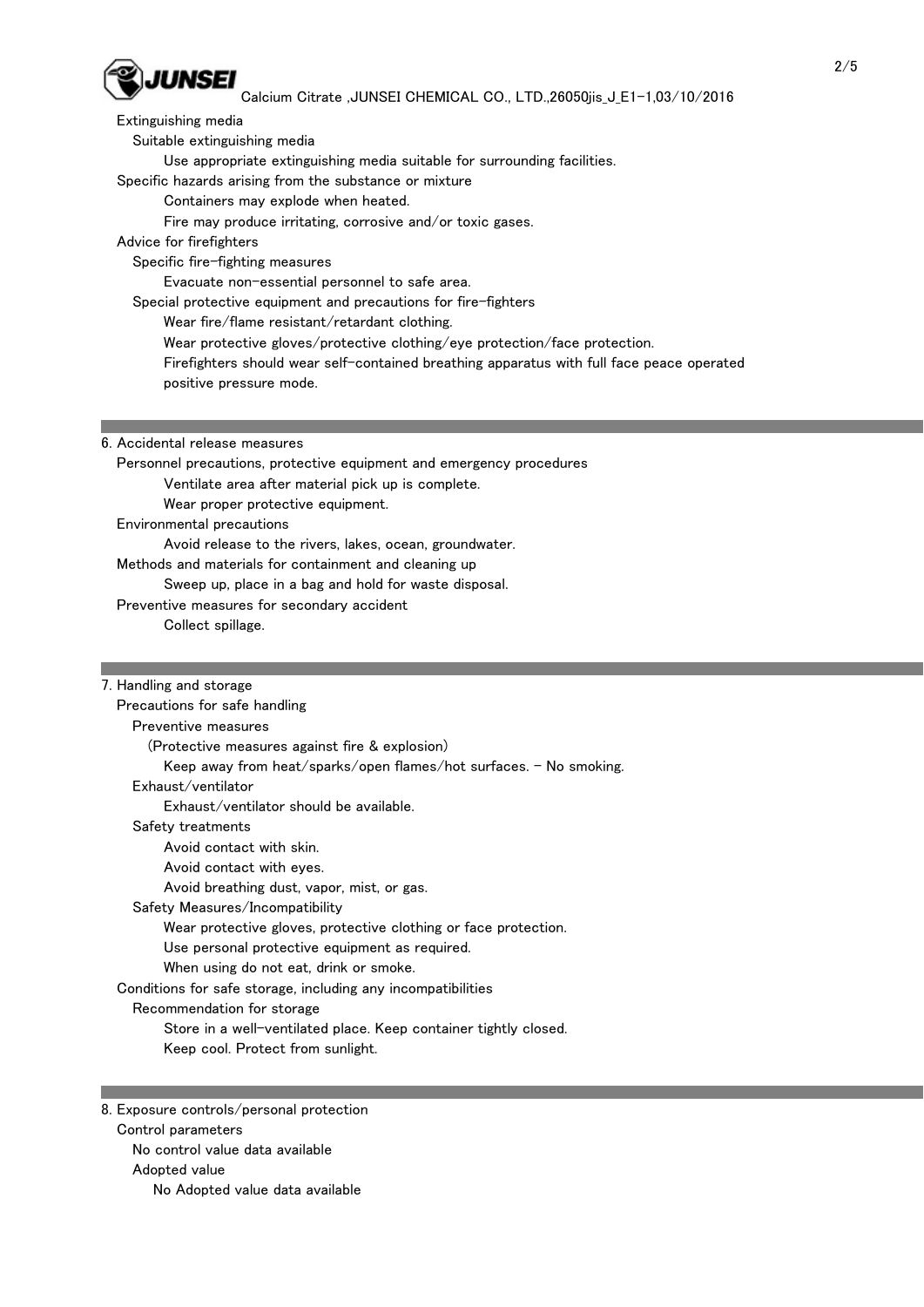Extinguishing media

Suitable extinguishing media

Use appropriate extinguishing media suitable for surrounding facilities.

Specific hazards arising from the substance or mixture

Containers may explode when heated.

Fire may produce irritating, corrosive and/or toxic gases.

Advice for firefighters

Specific fire-fighting measures

Evacuate non-essential personnel to safe area.

Special protective equipment and precautions for fire-fighters

Wear fire/flame resistant/retardant clothing.

Wear protective gloves/protective clothing/eye protection/face protection.

Firefighters should wear self-contained breathing apparatus with full face peace operated positive pressure mode.

## 6. Accidental release measures

Personnel precautions, protective equipment and emergency procedures

Ventilate area after material pick up is complete.

Wear proper protective equipment.

Environmental precautions

Avoid release to the rivers, lakes, ocean, groundwater.

Methods and materials for containment and cleaning up

Sweep up, place in a bag and hold for waste disposal.

Preventive measures for secondary accident

Collect spillage.

## 7. Handling and storage

Precautions for safe handling

Preventive measures

(Protective measures against fire & explosion)

Keep away from heat/sparks/open flames/hot surfaces. - No smoking.

Exhaust/ventilator

Exhaust/ventilator should be available.

Safety treatments

Avoid contact with skin.

Avoid contact with eyes.

Avoid breathing dust, vapor, mist, or gas.

Safety Measures/Incompatibility

Wear protective gloves, protective clothing or face protection.

Use personal protective equipment as required.

When using do not eat, drink or smoke.

Conditions for safe storage, including any incompatibilities

Recommendation for storage

Store in a well-ventilated place. Keep container tightly closed.

Keep cool. Protect from sunlight.

## 8. Exposure controls/personal protection

Control parameters

No control value data available

Adopted value

No Adopted value data available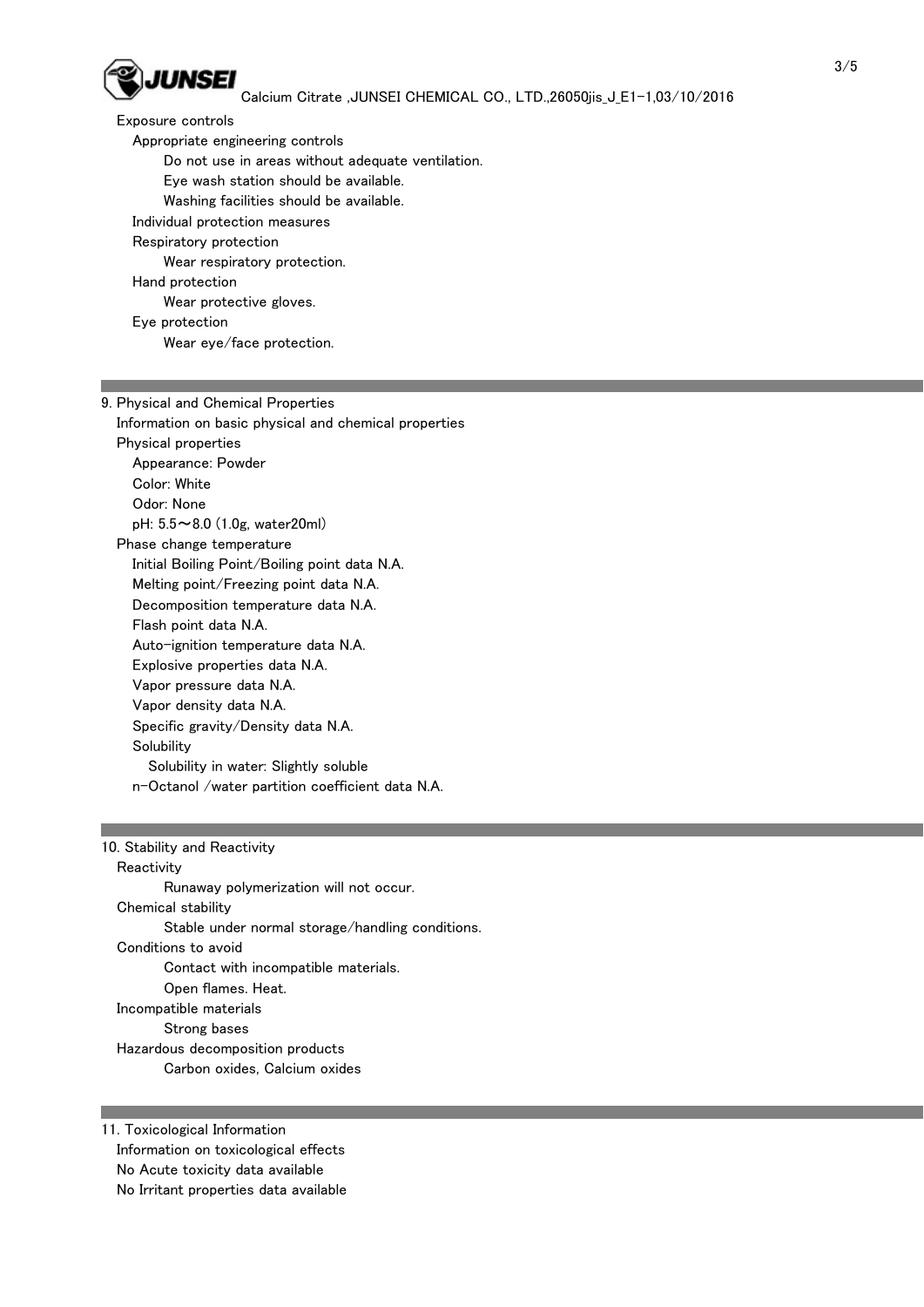Exposure controls

Appropriate engineering controls

Do not use in areas without adequate ventilation.
Eye wash station should be available.
Washing facilities should be available.

Individual protection measures

Respiratory protection

Wear respiratory protection.

Hand protection

Wear protective gloves.

Eye protection

Wear eye/face protection.

## 9. Physical and Chemical Properties

Information on basic physical and chemical properties

Physical properties

Appearance: Powder
Color: White
Odor: None
pH: 5.5～8.0 (1.0g, water20ml)

Phase change temperature

Initial Boiling Point/Boiling point data N.A.
Melting point/Freezing point data N.A.
Decomposition temperature data N.A.
Flash point data N.A.
Auto-ignition temperature data N.A.
Explosive properties data N.A.
Vapor pressure data N.A.
Vapor density data N.A.
Specific gravity/Density data N.A.
Solubility

Solubility in water: Slightly soluble

n-Octanol /water partition coefficient data N.A.

## 10. Stability and Reactivity

Reactivity

Runaway polymerization will not occur.

Chemical stability

Stable under normal storage/handling conditions.

Conditions to avoid

Contact with incompatible materials.
Open flames. Heat.

Incompatible materials

Strong bases

Hazardous decomposition products

Carbon oxides, Calcium oxides

## 11. Toxicological Information

Information on toxicological effects

No Acute toxicity data available

No Irritant properties data available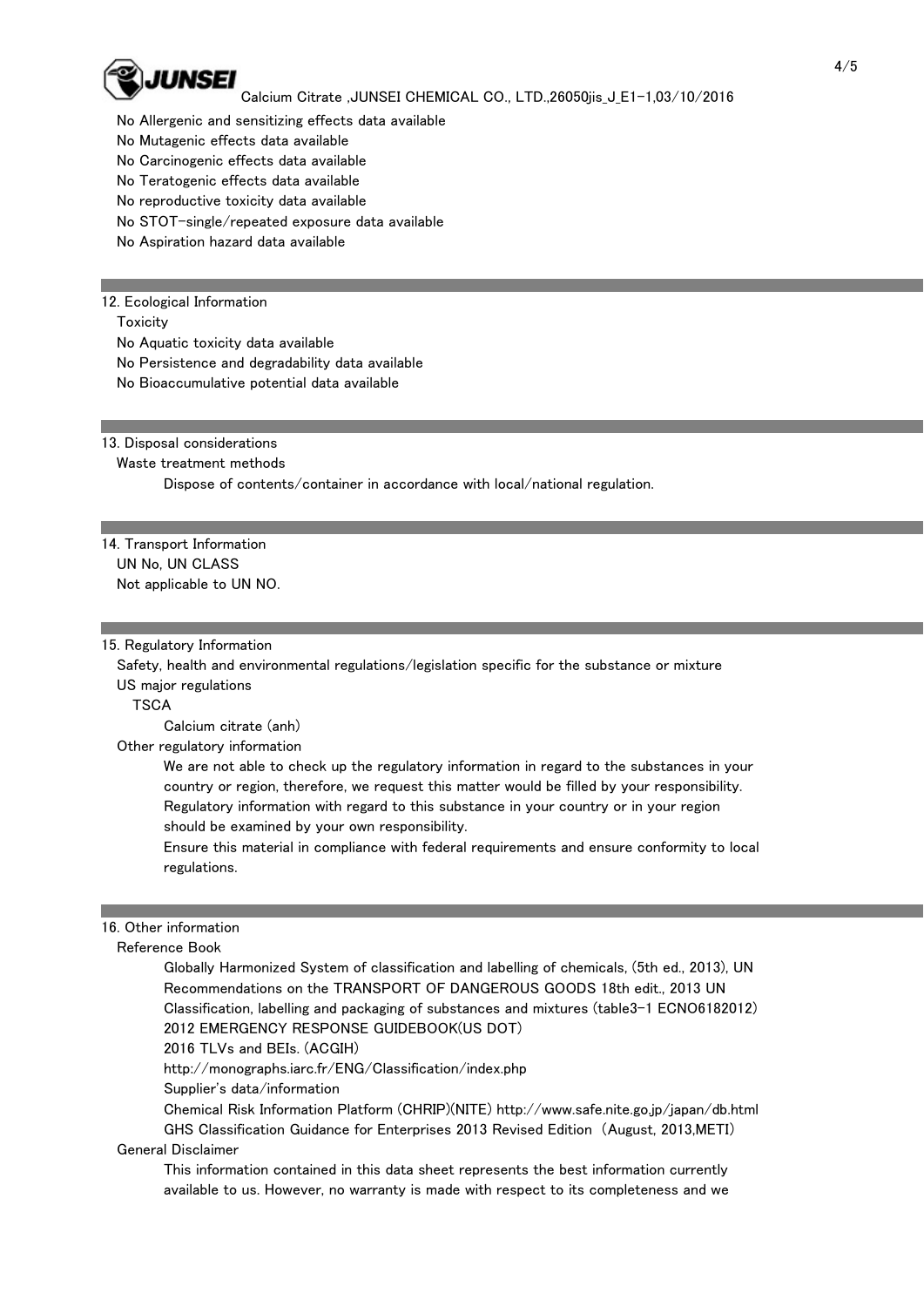No Allergenic and sensitizing effects data available
No Mutagenic effects data available
No Carcinogenic effects data available
No Teratogenic effects data available
No reproductive toxicity data available
No STOT-single/repeated exposure data available
No Aspiration hazard data available

## 12. Ecological Information

Toxicity
No Aquatic toxicity data available
No Persistence and degradability data available
No Bioaccumulative potential data available

## 13. Disposal considerations

Waste treatment methods

Dispose of contents/container in accordance with local/national regulation.

## 14. Transport Information

UN No, UN CLASS
Not applicable to UN NO.

## 15. Regulatory Information

Safety, health and environmental regulations/legislation specific for the substance or mixture
US major regulations

TSCA

Calcium citrate (anh)

Other regulatory information

We are not able to check up the regulatory information in regard to the substances in your country or region, therefore, we request this matter would be filled by your responsibility.
Regulatory information with regard to this substance in your country or in your region should be examined by your own responsibility.
Ensure this material in compliance with federal requirements and ensure conformity to local regulations.

## 16. Other information

Reference Book

Globally Harmonized System of classification and labelling of chemicals, (5th ed., 2013), UN Recommendations on the TRANSPORT OF DANGEROUS GOODS 18th edit., 2013 UN Classification, labelling and packaging of substances and mixtures (table3-1 ECNO6182012)
2012 EMERGENCY RESPONSE GUIDEBOOK(US DOT)
2016 TLVs and BEIs. (ACGIH)
http://monographs.iarc.fr/ENG/Classification/index.php
Supplier's data/information
Chemical Risk Information Platform (CHRIP)(NITE) http://www.safe.nite.go.jp/japan/db.html
GHS Classification Guidance for Enterprises 2013 Revised Edition (August, 2013,METI)

General Disclaimer

This information contained in this data sheet represents the best information currently available to us. However, no warranty is made with respect to its completeness and we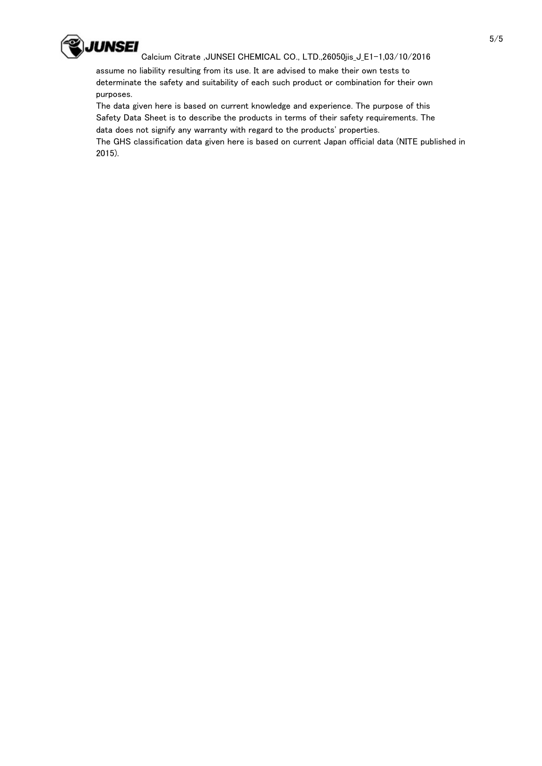assume no liability resulting from its use. It are advised to make their own tests to determinate the safety and suitability of each such product or combination for their own purposes.

The data given here is based on current knowledge and experience. The purpose of this Safety Data Sheet is to describe the products in terms of their safety requirements. The data does not signify any warranty with regard to the products' properties.

The GHS classification data given here is based on current Japan official data (NITE published in 2015).